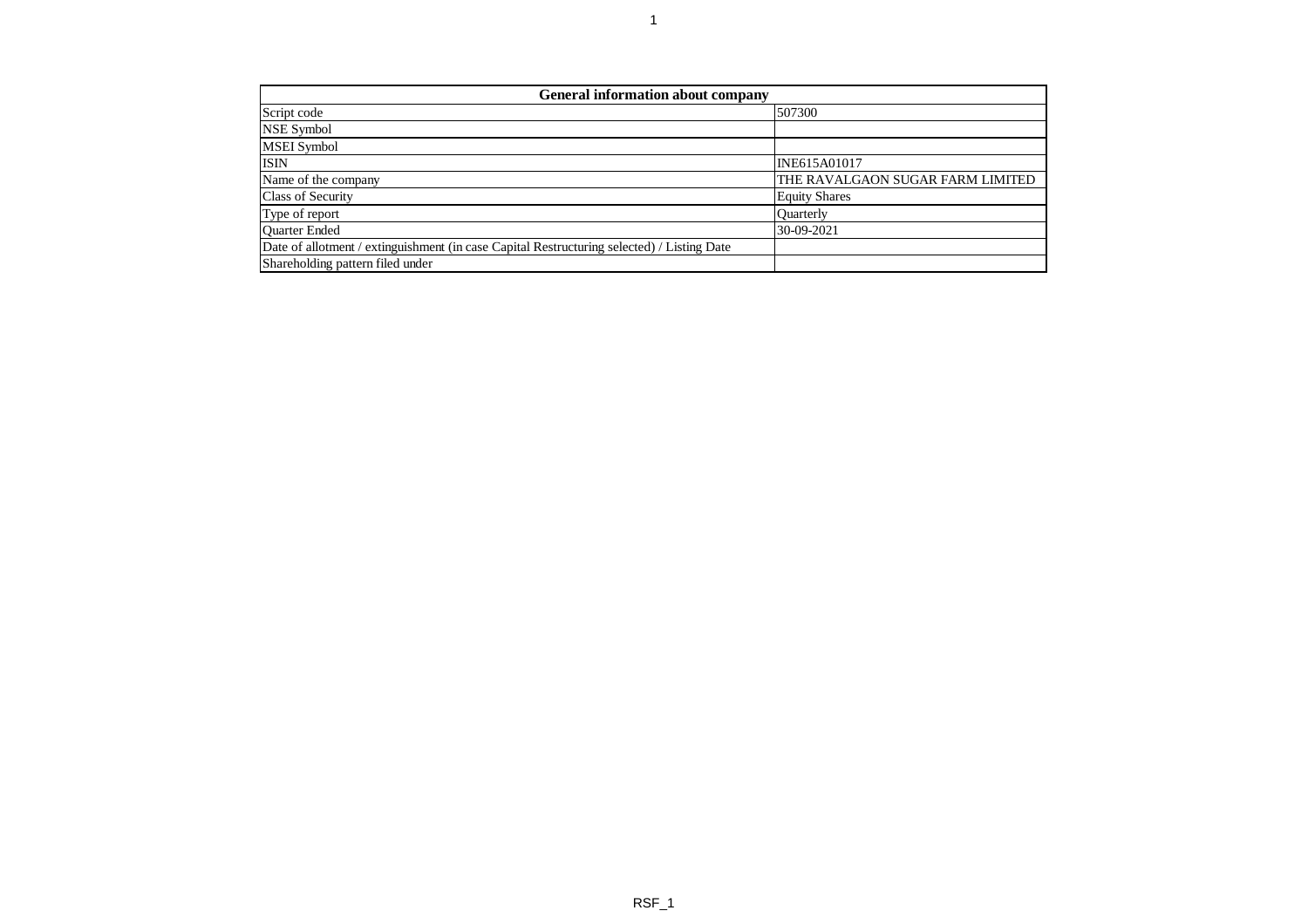| General information about company | |
|---|---|
| Script code | 507300 |
| NSE Symbol | |
| MSEI Symbol | |
| ISIN | INE615A01017 |
| Name of the company | THE RAVALGAON SUGAR FARM LIMITED |
| Class of Security | Equity Shares |
| Type of report | Quarterly |
| Quarter Ended | 30-09-2021 |
| Date of allotment / extinguishment (in case Capital Restructuring selected) / Listing Date | |
| Shareholding pattern filed under | |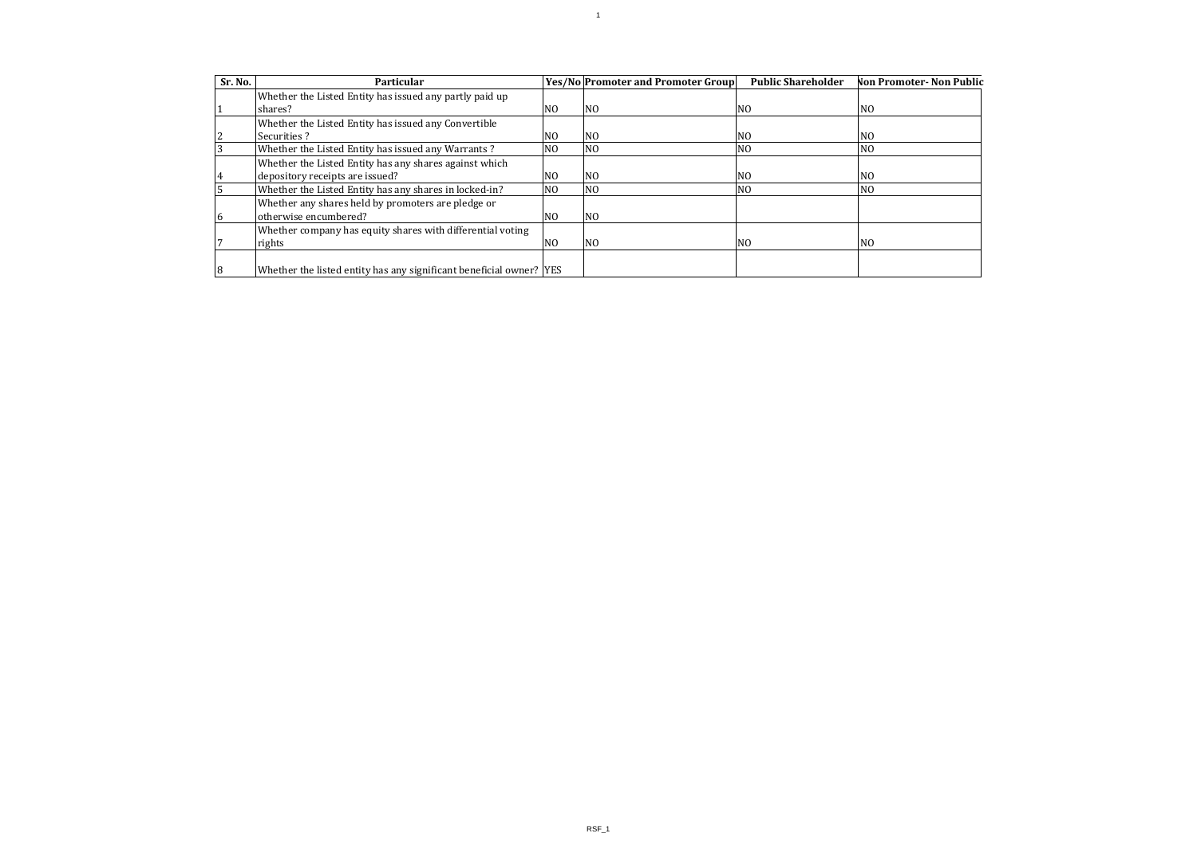| Sr. No. | Particular | Yes/No | Promoter and Promoter Group | Public Shareholder | Non Promoter- Non Public |
|---|---|---|---|---|---|
| 1 | Whether the Listed Entity has issued any partly paid up shares? | NO | NO | NO | NO |
| 2 | Whether the Listed Entity has issued any Convertible Securities ? | NO | NO | NO | NO |
| 3 | Whether the Listed Entity has issued any Warrants ? | NO | NO | NO | NO |
| 4 | Whether the Listed Entity has any shares against which depository receipts are issued? | NO | NO | NO | NO |
| 5 | Whether the Listed Entity has any shares in locked-in? | NO | NO | NO | NO |
| 6 | Whether any shares held by promoters are pledge or otherwise encumbered? | NO | NO | | |
| 7 | Whether company has equity shares with differential voting rights | NO | NO | NO | NO |
| 8 | Whether the listed entity has any significant beneficial owner? | YES | | | |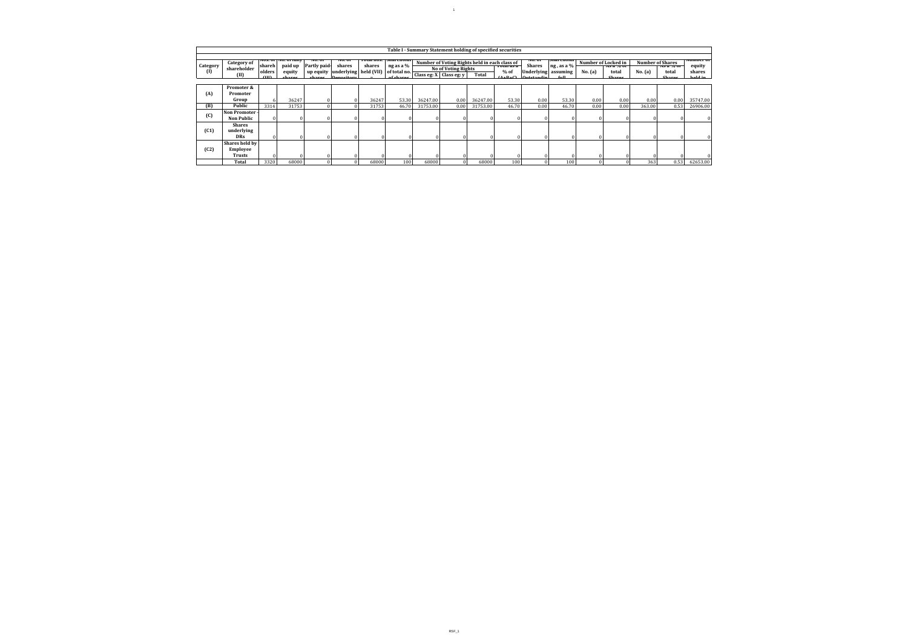| Table I - Summary Statement holding of specified securities | | | | | | | | | | | | | | | | | | |
|---|---|---|---|---|---|---|---|---|---|---|---|---|---|---|---|---|---|---|
| Category (I) | Category of shareholder (II) | Nos. of shareholders (III) | No. of fully paid up equity shares | No. of Partly paid-up equity shares | No. of shares underlying Depository | Total nos. shares held (VII) = | Shareholding as a % of total no. of shares | Number of Voting Rights held in each class of | | | | No. of Shares Underlying Outstanding | Shareholding, as a % assuming full | Number of Locked in | | Number of Shares | | Number of equity shares held in |
| | | | | | | | | No of Voting Rights | | | Total as a % of (A+B+C) | | | No. (a) | As a % of total Shares | No. (a) | As a % of total Shares | |
| | | | | | | | | Class eg: X | Class eg: y | Total | | | | | | | | |
| (A) | Promoter & Promoter Group | 6 | 36247 | 0 | 0 | 36247 | 53.30 | 36247.00 | 0.00 | 36247.00 | 53.30 | 0.00 | 53.30 | 0.00 | 0.00 | 0.00 | 0.00 | 35747.00 |
| (B) | Public | 3314 | 31753 | 0 | 0 | 31753 | 46.70 | 31753.00 | 0.00 | 31753.00 | 46.70 | 0.00 | 46.70 | 0.00 | 0.00 | 363.00 | 0.53 | 26906.00 |
| (C) | Non Promoter - Non Public | 0 | 0 | 0 | 0 | 0 | 0 | 0 | 0 | 0 | 0 | 0 | 0 | 0 | 0 | 0 | 0 | 0 |
| (C1) | Shares underlying DRs | 0 | 0 | 0 | 0 | 0 | 0 | 0 | 0 | 0 | 0 | 0 | 0 | 0 | 0 | 0 | 0 | 0 |
| (C2) | Shares held by Employee Trusts | 0 | 0 | 0 | 0 | 0 | 0 | 0 | 0 | 0 | 0 | 0 | 0 | 0 | 0 | 0 | 0 | 0 |
| | Total | 3320 | 68000 | 0 | 0 | 68000 | 100 | 68000 | 0 | 68000 | 100 | 0 | 100 | 0 | 0 | 363 | 0.53 | 62653.00 |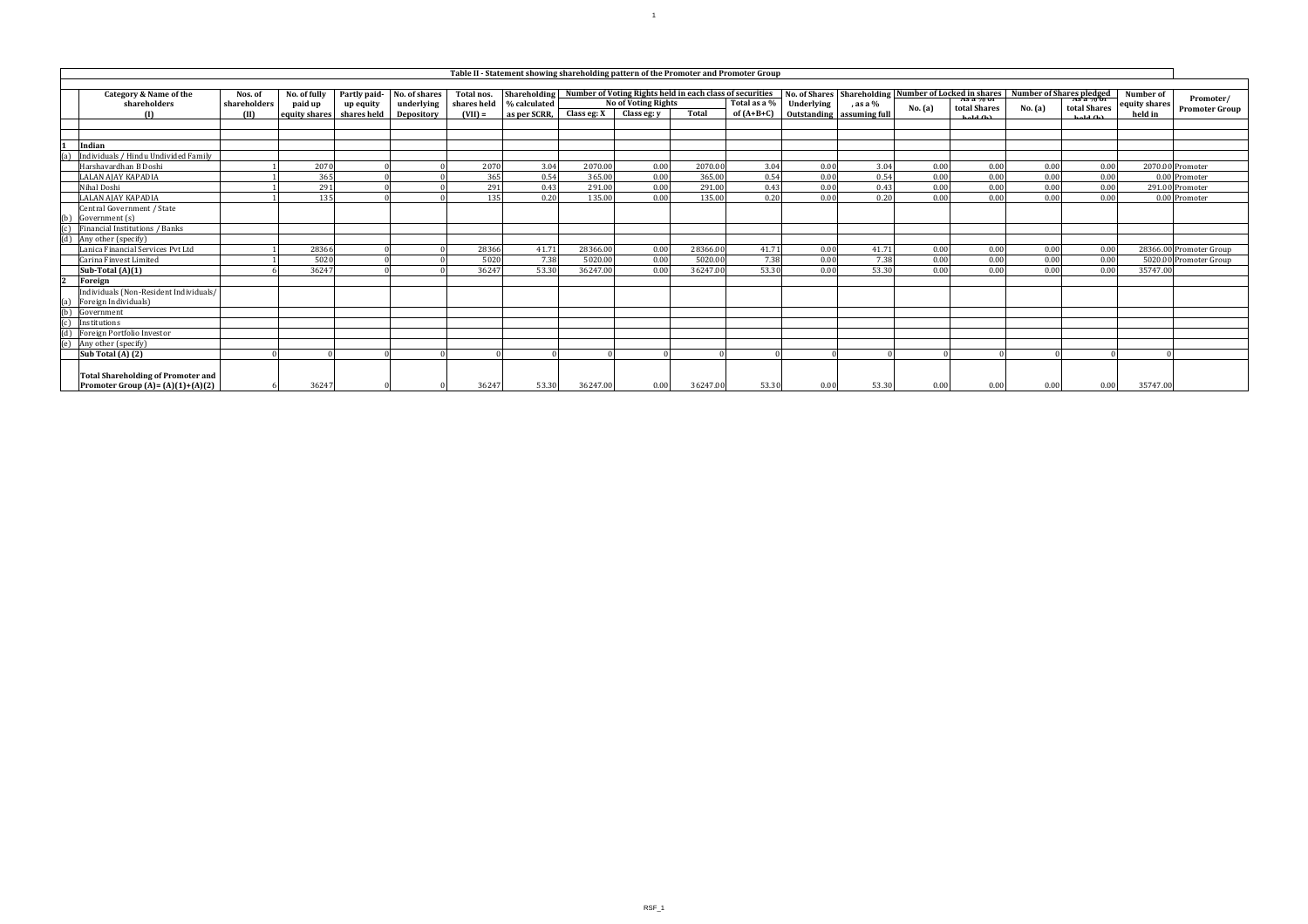## Table II - Statement showing shareholding pattern of the Promoter and Promoter Group

| | Category & Name of the shareholders (I) | Nos. of shareholders (II) | No. of fully paid up equity shares | Partly paid-up equity shares held | No. of shares underlying Depository | Total nos. shares held (VII) = | Shareholding % calculated as per SCRR, | Number of Voting Rights held in each class of securities | | | | No. of Shares Underlying Outstanding | Shareholding , as a % assuming full | Number of Locked in shares | | Number of Shares pledged | | Number of equity shares held in | Promoter/ Promoter Group |
|---|---|---|---|---|---|---|---|---|---|---|---|---|---|---|---|---|---|---|---|
| | | | | | | | | No of Voting Rights | | | Total as a % of (A+B+C) | | | No. (a) | As a % of total Shares held (b) | No. (a) | As a % of total Shares held (b) | | |
| | | | | | | | | Class eg: X | Class eg: y | Total | | | | | | | | | |
| 1 | **Indian** | | | | | | | | | | | | | | | | | | |
| (a) | Individuals / Hindu Undivided Family | | | | | | | | | | | | | | | | | | |
| | Harshavardhan B Doshi | 1 | 2070 | 0 | 0 | 2070 | 3.04 | 2070.00 | 0.00 | 2070.00 | 3.04 | 0.00 | 3.04 | 0.00 | 0.00 | 0.00 | 0.00 | 2070.00 | Promoter |
| | LALAN AJAY KAPADIA | 1 | 365 | 0 | 0 | 365 | 0.54 | 365.00 | 0.00 | 365.00 | 0.54 | 0.00 | 0.54 | 0.00 | 0.00 | 0.00 | 0.00 | 0.00 | Promoter |
| | Nihal Doshi | 1 | 291 | 0 | 0 | 291 | 0.43 | 291.00 | 0.00 | 291.00 | 0.43 | 0.00 | 0.43 | 0.00 | 0.00 | 0.00 | 0.00 | 291.00 | Promoter |
| | LALAN AJAY KAPADIA | 1 | 135 | 0 | 0 | 135 | 0.20 | 135.00 | 0.00 | 135.00 | 0.20 | 0.00 | 0.20 | 0.00 | 0.00 | 0.00 | 0.00 | 0.00 | Promoter |
| (b) | Central Government / State Government (s) | | | | | | | | | | | | | | | | | | |
| (c) | Financial Institutions / Banks | | | | | | | | | | | | | | | | | | |
| (d) | Any other (specify) | | | | | | | | | | | | | | | | | | |
| | Lanica Financial Services Pvt Ltd | 1 | 28366 | 0 | 0 | 28366 | 41.71 | 28366.00 | 0.00 | 28366.00 | 41.71 | 0.00 | 41.71 | 0.00 | 0.00 | 0.00 | 0.00 | 28366.00 | Promoter Group |
| | Carina Finvest Limited | 1 | 5020 | 0 | 0 | 5020 | 7.38 | 5020.00 | 0.00 | 5020.00 | 7.38 | 0.00 | 7.38 | 0.00 | 0.00 | 0.00 | 0.00 | 5020.00 | Promoter Group |
| | **Sub-Total (A)(1)** | 6 | 36247 | 0 | 0 | 36247 | 53.30 | 36247.00 | 0.00 | 36247.00 | 53.30 | 0.00 | 53.30 | 0.00 | 0.00 | 0.00 | 0.00 | 35747.00 | |
| 2 | **Foreign** | | | | | | | | | | | | | | | | | | |
| (a) | Individuals (Non-Resident Individuals/ Foreign Individuals) | | | | | | | | | | | | | | | | | | |
| (b) | Government | | | | | | | | | | | | | | | | | | |
| (c) | Institutions | | | | | | | | | | | | | | | | | | |
| (d) | Foreign Portfolio Investor | | | | | | | | | | | | | | | | | | |
| (e) | Any other (specify) | | | | | | | | | | | | | | | | | | |
| | **Sub Total (A) (2)** | 0 | 0 | 0 | 0 | 0 | 0 | 0 | 0 | 0 | 0 | 0 | 0 | 0 | 0 | 0 | 0 | 0 | |
| | **Total Shareholding of Promoter and Promoter Group (A)= (A)(1)+(A)(2)** | 6 | 36247 | 0 | 0 | 36247 | 53.30 | 36247.00 | 0.00 | 36247.00 | 53.30 | 0.00 | 53.30 | 0.00 | 0.00 | 0.00 | 0.00 | 35747.00 | |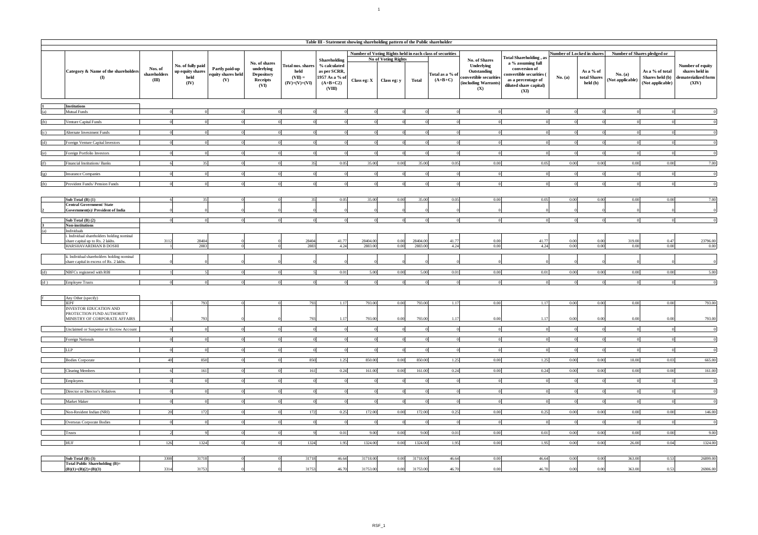Table III - Statement showing shareholding pattern of the Public shareholder

| | Category & Name of the shareholders (I) | Nos. of shareholders (III) | No. of fully paid up equity shares held (IV) | Partly paid-up equity shares held (V) | No. of shares underlying Depository Receipts (VI) | Total nos. shares held (VII) = (IV)+(V)+(VI) | Shareholding % calculated as per SCRR, 1957 As a % of (A+B+C2) (VIII) | Number of Voting Rights held in each class of securities | | | | No. of Shares Underlying Outstanding convertible securities (including Warrants) (X) | Total Shareholding , as a % assuming full conversion of convertible securities ( as a percentage of diluted share capital) (XI) | Number of Locked in shares | | Number of Shares pledged or | | Number of equity shares held in dematerialized form (XIV) |
|---|---|---|---|---|---|---|---|---|---|---|---|---|---|---|---|---|---|---|
| | | | | | | | | No of Voting Rights | | | Total as a % of (A+B+C) | | | No. (a) | As a % of total Shares held (b) | No. (a) (Not applicable) | As a % of total Shares held (b) (Not applicable) | |
| | | | | | | | | Class eg: X | Class eg: y | Total | | | | | | | | |
| 1 | **Institutions** | | | | | | | | | | | | | | | | | |
| (a) | Mutual Funds | 0 | 0 | 0 | 0 | 0 | 0 | 0 | 0 | 0 | 0 | 0 | 0 | 0 | 0 | 0 | 0 | 0 |
| (b) | Venture Capital Funds | 0 | 0 | 0 | 0 | 0 | 0 | 0 | 0 | 0 | 0 | 0 | 0 | 0 | 0 | 0 | 0 | 0 |
| (c) | Alternate Investment Funds | 0 | 0 | 0 | 0 | 0 | 0 | 0 | 0 | 0 | 0 | 0 | 0 | 0 | 0 | 0 | 0 | 0 |
| (d) | Foreign Venture Capital Investors | 0 | 0 | 0 | 0 | 0 | 0 | 0 | 0 | 0 | 0 | 0 | 0 | 0 | 0 | 0 | 0 | 0 |
| (e) | Foreign Portfolio Investors | 0 | 0 | 0 | 0 | 0 | 0 | 0 | 0 | 0 | 0 | 0 | 0 | 0 | 0 | 0 | 0 | 0 |
| (f) | Financial Institutions/ Banks | 6 | 35 | 0 | 0 | 35 | 0.05 | 35.00 | 0.00 | 35.00 | 0.05 | 0.00 | 0.05 | 0.00 | 0.00 | 0.00 | 0.00 | 7.00 |
| (g) | Insurance Companies | 0 | 0 | 0 | 0 | 0 | 0 | 0 | 0 | 0 | 0 | 0 | 0 | 0 | 0 | 0 | 0 | 0 |
| (h) | Provident Funds/ Pension Funds | 0 | 0 | 0 | 0 | 0 | 0 | 0 | 0 | 0 | 0 | 0 | 0 | 0 | 0 | 0 | 0 | 0 |
| | **Sub Total (B) (1)** | 6 | 35 | 0 | 0 | 35 | 0.05 | 35.00 | 0.00 | 35.00 | 0.05 | 0.00 | 0.05 | 0.00 | 0.00 | 0.00 | 0.00 | 7.00 |
| 2 | **Central Government/ State Government(s)/ President of India** | 0 | 0 | 0 | 0 | 0 | 0 | 0 | 0 | 0 | 0 | 0 | 0 | 0 | 0 | 0 | 0 | 0 |
| | **Sub Total (B) (2)** | 0 | 0 | 0 | 0 | 0 | 0 | 0 | 0 | 0 | 0 | 0 | 0 | 0 | 0 | 0 | 0 | 0 |
| 3 | **Non-institutions** | | | | | | | | | | | | | | | | | |
| (a) | Individuals | | | | | | | | | | | | | | | | | |
| | i. Individual shareholders holding nominal share capital up to Rs. 2 lakhs. | 3112 | 28404 | 0 | 0 | 28404 | 41.77 | 28404.00 | 0.00 | 28404.00 | 41.77 | 0.00 | 41.77 | 0.00 | 0.00 | 319.00 | 0.47 | 23796.00 |
| | HARSHAVARDHAN B DOSHI | 1 | 2883 | 0 | 0 | 2883 | 4.24 | 2883.00 | 0.00 | 2883.00 | 4.24 | 0.00 | 4.24 | 0.00 | 0.00 | 0.00 | 0.00 | 0.00 |
| | ii. Individual shareholders holding nominal share capital in excess of Rs. 2 lakhs. | 0 | 0 | 0 | 0 | 0 | 0 | 0 | 0 | 0 | 0 | 0 | 0 | 0 | 0 | 0 | 0 | 0 |
| (d) | NBFCs registered with RBI | 1 | 5 | 0 | 0 | 5 | 0.01 | 5.00 | 0.00 | 5.00 | 0.01 | 0.00 | 0.01 | 0.00 | 0.00 | 0.00 | 0.00 | 5.00 |
| (d ) | Employee Trusts | 0 | 0 | 0 | 0 | 0 | 0 | 0 | 0 | 0 | 0 | 0 | 0 | 0 | 0 | 0 | 0 | 0 |
| f | Any Other (specify) | | | | | | | | | | | | | | | | | |
| | IEPF | 1 | 793 | 0 | 0 | 793 | 1.17 | 793.00 | 0.00 | 793.00 | 1.17 | 0.00 | 1.17 | 0.00 | 0.00 | 0.00 | 0.00 | 793.00 |
| | INVESTOR EDUCATION AND PROTECTION FUND AUTHORITY MINISTRY OF CORPORATE AFFAIRS | 1 | 793 | 0 | 0 | 793 | 1.17 | 793.00 | 0.00 | 793.00 | 1.17 | 0.00 | 1.17 | 0.00 | 0.00 | 0.00 | 0.00 | 793.00 |
| | Unclaimed or Suspense or Escrow Account | 0 | 0 | 0 | 0 | 0 | 0 | 0 | 0 | 0 | 0 | 0 | 0 | 0 | 0 | 0 | 0 | 0 |
| | Foreign Nationals | 0 | 0 | 0 | 0 | 0 | 0 | 0 | 0 | 0 | 0 | 0 | 0 | 0 | 0 | 0 | 0 | 0 |
| | LLP | 0 | 0 | 0 | 0 | 0 | 0 | 0 | 0 | 0 | 0 | 0 | 0 | 0 | 0 | 0 | 0 | 0 |
| | Bodies Corporate | 40 | 850 | 0 | 0 | 850 | 1.25 | 850.00 | 0.00 | 850.00 | 1.25 | 0.00 | 1.25 | 0.00 | 0.00 | 18.00 | 0.03 | 665.00 |
| | Clearing Members | 6 | 161 | 0 | 0 | 161 | 0.24 | 161.00 | 0.00 | 161.00 | 0.24 | 0.00 | 0.24 | 0.00 | 0.00 | 0.00 | 0.00 | 161.00 |
| | Employees | 0 | 0 | 0 | 0 | 0 | 0 | 0 | 0 | 0 | 0 | 0 | 0 | 0 | 0 | 0 | 0 | 0 |
| | Director or Director's Relatives | 0 | 0 | 0 | 0 | 0 | 0 | 0 | 0 | 0 | 0 | 0 | 0 | 0 | 0 | 0 | 0 | 0 |
| | Market Maker | 0 | 0 | 0 | 0 | 0 | 0 | 0 | 0 | 0 | 0 | 0 | 0 | 0 | 0 | 0 | 0 | 0 |
| | Non-Resident Indian (NRI) | 20 | 172 | 0 | 0 | 172 | 0.25 | 172.00 | 0.00 | 172.00 | 0.25 | 0.00 | 0.25 | 0.00 | 0.00 | 0.00 | 0.00 | 146.00 |
| | Overseas Corporate Bodies | 0 | 0 | 0 | 0 | 0 | 0 | 0 | 0 | 0 | 0 | 0 | 0 | 0 | 0 | 0 | 0 | 0 |
| | Trusts | 2 | 9 | 0 | 0 | 9 | 0.01 | 9.00 | 0.00 | 9.00 | 0.01 | 0.00 | 0.01 | 0.00 | 0.00 | 0.00 | 0.00 | 9.00 |
| | HUF | 126 | 1324 | 0 | 0 | 1324 | 1.95 | 1324.00 | 0.00 | 1324.00 | 1.95 | 0.00 | 1.95 | 0.00 | 0.00 | 26.00 | 0.04 | 1324.00 |
| | **Sub Total (B) (3)** | 3308 | 31718 | 0 | 0 | 31718 | 46.64 | 31718.00 | 0.00 | 31718.00 | 46.64 | 0.00 | 46.64 | 0.00 | 0.00 | 363.00 | 0.53 | 26899.00 |
| | **Total Public Shareholding (B)= (B)(1)+(B)(2)+(B)(3)** | 3314 | 31753 | 0 | 0 | 31753 | 46.70 | 31753.00 | 0.00 | 31753.00 | 46.70 | 0.00 | 46.70 | 0.00 | 0.00 | 363.00 | 0.53 | 26906.00 |